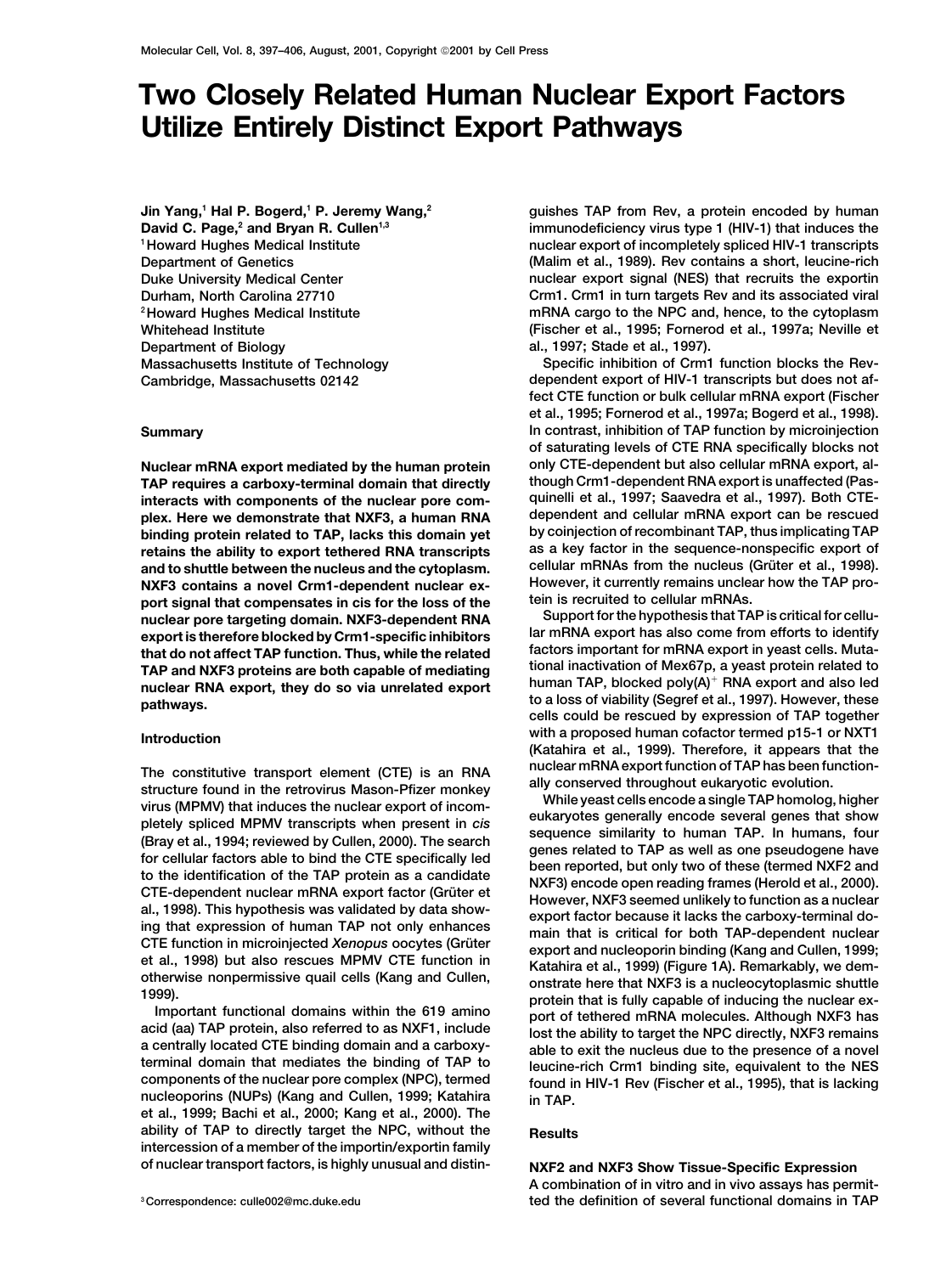# Two Closely Related Human Nuclear Export Factors Utilize Entirely Distinct Export Pathways

**Jin Yang,[1] Hal P. Bogerd,[1] P. Jeremy Wang,[2] David C. Page,[2] and Bryan R. Cullen[1,3]**

[1] Howard Hughes Medical Institute
Department of Genetics
Duke University Medical Center
Durham, North Carolina 27710
[2] Howard Hughes Medical Institute
Whitehead Institute
Department of Biology
Massachusetts Institute of Technology
Cambridge, Massachusetts 02142

## Summary

**Nuclear mRNA export mediated by the human protein TAP requires a carboxy-terminal domain that directly interacts with components of the nuclear pore complex. Here we demonstrate that NXF3, a human RNA binding protein related to TAP, lacks this domain yet retains the ability to export tethered RNA transcripts and to shuttle between the nucleus and the cytoplasm. NXF3 contains a novel Crm1-dependent nuclear export signal that compensates in cis for the loss of the nuclear pore targeting domain. NXF3-dependent RNA export is therefore blocked by Crm1-specific inhibitors that do not affect TAP function. Thus, while the related TAP and NXF3 proteins are both capable of mediating nuclear RNA export, they do so via unrelated export pathways.**

## Introduction

The constitutive transport element (CTE) is an RNA structure found in the retrovirus Mason-Pfizer monkey virus (MPMV) that induces the nuclear export of incompletely spliced MPMV transcripts when present in *cis* (Bray et al., 1994; reviewed by Cullen, 2000). The search for cellular factors able to bind the CTE specifically led to the identification of the TAP protein as a candidate CTE-dependent nuclear mRNA export factor (Grüter et al., 1998). This hypothesis was validated by data showing that expression of human TAP not only enhances CTE function in microinjected *Xenopus* oocytes (Grüter et al., 1998) but also rescues MPMV CTE function in otherwise nonpermissive quail cells (Kang and Cullen, 1999).

Important functional domains within the 619 amino acid (aa) TAP protein, also referred to as NXF1, include a centrally located CTE binding domain and a carboxy-terminal domain that mediates the binding of TAP to components of the nuclear pore complex (NPC), termed nucleoporins (NUPs) (Kang and Cullen, 1999; Katahira et al., 1999; Bachi et al., 2000; Kang et al., 2000). The ability of TAP to directly target the NPC, without the intercession of a member of the importin/exportin family of nuclear transport factors, is highly unusual and distinguishes TAP from Rev, a protein encoded by human immunodeficiency virus type 1 (HIV-1) that induces the nuclear export of incompletely spliced HIV-1 transcripts (Malim et al., 1989). Rev contains a short, leucine-rich nuclear export signal (NES) that recruits the exportin Crm1. Crm1 in turn targets Rev and its associated viral mRNA cargo to the NPC and, hence, to the cytoplasm (Fischer et al., 1995; Fornerod et al., 1997a; Neville et al., 1997; Stade et al., 1997).

Specific inhibition of Crm1 function blocks the Rev-dependent export of HIV-1 transcripts but does not affect CTE function or bulk cellular mRNA export (Fischer et al., 1995; Fornerod et al., 1997a; Bogerd et al., 1998). In contrast, inhibition of TAP function by microinjection of saturating levels of CTE RNA specifically blocks not only CTE-dependent but also cellular mRNA export, although Crm1-dependent RNA export is unaffected (Pasquinelli et al., 1997; Saavedra et al., 1997). Both CTE-dependent and cellular mRNA export can be rescued by coinjection of recombinant TAP, thus implicating TAP as a key factor in the sequence-nonspecific export of cellular mRNAs from the nucleus (Grüter et al., 1998). However, it currently remains unclear how the TAP protein is recruited to cellular mRNAs.

Support for the hypothesis that TAP is critical for cellular mRNA export has also come from efforts to identify factors important for mRNA export in yeast cells. Mutational inactivation of Mex67p, a yeast protein related to human TAP, blocked poly(A)$^+$ RNA export and also led to a loss of viability (Segref et al., 1997). However, these cells could be rescued by expression of TAP together with a proposed human cofactor termed p15-1 or NXT1 (Katahira et al., 1999). Therefore, it appears that the nuclear mRNA export function of TAP has been functionally conserved throughout eukaryotic evolution.

While yeast cells encode a single TAP homolog, higher eukaryotes generally encode several genes that show sequence similarity to human TAP. In humans, four genes related to TAP as well as one pseudogene have been reported, but only two of these (termed NXF2 and NXF3) encode open reading frames (Herold et al., 2000). However, NXF3 seemed unlikely to function as a nuclear export factor because it lacks the carboxy-terminal domain that is critical for both TAP-dependent nuclear export and nucleoporin binding (Kang and Cullen, 1999; Katahira et al., 1999) (Figure 1A). Remarkably, we demonstrate here that NXF3 is a nucleocytoplasmic shuttle protein that is fully capable of inducing the nuclear export of tethered mRNA molecules. Although NXF3 has lost the ability to target the NPC directly, NXF3 remains able to exit the nucleus due to the presence of a novel leucine-rich Crm1 binding site, equivalent to the NES found in HIV-1 Rev (Fischer et al., 1995), that is lacking in TAP.

## Results

### NXF2 and NXF3 Show Tissue-Specific Expression

A combination of in vitro and in vivo assays has permitted the definition of several functional domains in TAP

[3] Correspondence: culle002@mc.duke.edu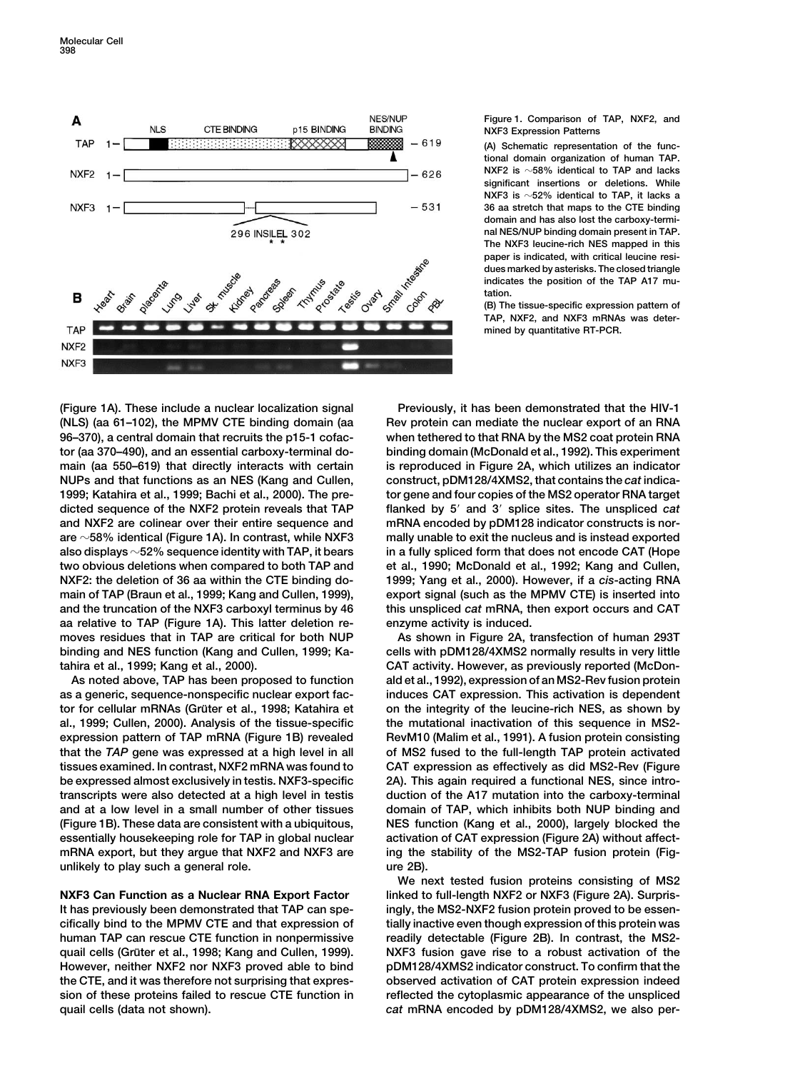A

NLS | CTE BINDING | p15 BINDING | NES/NUP BINDING

TAP 1– –619

NXF2 1– –626

NXF3 1– –531

296 INSILEL 302

\* \*

B

Heart Brain placenta Lung Liver Sk. muscle Kidney Pancreas Spleen Thymus Prostate Testis Ovary Small intestine Colon PBL

TAP

NXF2

NXF3

**Figure 1. Comparison of TAP, NXF2, and NXF3 Expression Patterns**

(A) Schematic representation of the functional domain organization of human TAP. NXF2 is ~58% identical to TAP and lacks significant insertions or deletions. While NXF3 is ~52% identical to TAP, it lacks a 36 aa stretch that maps to the CTE binding domain and has also lost the carboxy-terminal NES/NUP binding domain present in TAP. The NXF3 leucine-rich NES mapped in this paper is indicated, with critical leucine residues marked by asterisks. The closed triangle indicates the position of the TAP A17 mutation.

(B) The tissue-specific expression pattern of TAP, NXF2, and NXF3 mRNAs was determined by quantitative RT-PCR.

(Figure 1A). These include a nuclear localization signal (NLS) (aa 61–102), the MPMV CTE binding domain (aa 96–370), a central domain that recruits the p15-1 cofactor (aa 370–490), and an essential carboxy-terminal domain (aa 550–619) that directly interacts with certain NUPs and that functions as an NES (Kang and Cullen, 1999; Katahira et al., 1999; Bachi et al., 2000). The predicted sequence of the NXF2 protein reveals that TAP and NXF2 are colinear over their entire sequence and are ~58% identical (Figure 1A). In contrast, while NXF3 also displays ~52% sequence identity with TAP, it bears two obvious deletions when compared to both TAP and NXF2: the deletion of 36 aa within the CTE binding domain of TAP (Braun et al., 1999; Kang and Cullen, 1999), and the truncation of the NXF3 carboxyl terminus by 46 aa relative to TAP (Figure 1A). This latter deletion removes residues that in TAP are critical for both NUP binding and NES function (Kang and Cullen, 1999; Katahira et al., 1999; Kang et al., 2000).

As noted above, TAP has been proposed to function as a generic, sequence-nonspecific nuclear export factor for cellular mRNAs (Grüter et al., 1998; Katahira et al., 1999; Cullen, 2000). Analysis of the tissue-specific expression pattern of TAP mRNA (Figure 1B) revealed that the *TAP* gene was expressed at a high level in all tissues examined. In contrast, NXF2 mRNA was found to be expressed almost exclusively in testis. NXF3-specific transcripts were also detected at a high level in testis and at a low level in a small number of other tissues (Figure 1B). These data are consistent with a ubiquitous, essentially housekeeping role for TAP in global nuclear mRNA export, but they argue that NXF2 and NXF3 are unlikely to play such a general role.

## NXF3 Can Function as a Nuclear RNA Export Factor

It has previously been demonstrated that TAP can specifically bind to the MPMV CTE and that expression of human TAP can rescue CTE function in nonpermissive quail cells (Grüter et al., 1998; Kang and Cullen, 1999). However, neither NXF2 nor NXF3 proved able to bind the CTE, and it was therefore not surprising that expression of these proteins failed to rescue CTE function in quail cells (data not shown).

Previously, it has been demonstrated that the HIV-1 Rev protein can mediate the nuclear export of an RNA when tethered to that RNA by the MS2 coat protein RNA binding domain (McDonald et al., 1992). This experiment is reproduced in Figure 2A, which utilizes an indicator construct, pDM128/4XMS2, that contains the *cat* indicator gene and four copies of the MS2 operator RNA target flanked by 5′ and 3′ splice sites. The unspliced *cat* mRNA encoded by pDM128 indicator constructs is normally unable to exit the nucleus and is instead exported in a fully spliced form that does not encode CAT (Hope et al., 1990; McDonald et al., 1992; Kang and Cullen, 1999; Yang et al., 2000). However, if a *cis*-acting RNA export signal (such as the MPMV CTE) is inserted into this unspliced *cat* mRNA, then export occurs and CAT enzyme activity is induced.

As shown in Figure 2A, transfection of human 293T cells with pDM128/4XMS2 normally results in very little CAT activity. However, as previously reported (McDonald et al., 1992), expression of an MS2-Rev fusion protein induces CAT expression. This activation is dependent on the integrity of the leucine-rich NES, as shown by the mutational inactivation of this sequence in MS2-RevM10 (Malim et al., 1991). A fusion protein consisting of MS2 fused to the full-length TAP protein activated CAT expression as effectively as did MS2-Rev (Figure 2A). This again required a functional NES, since introduction of the A17 mutation into the carboxy-terminal domain of TAP, which inhibits both NUP binding and NES function (Kang et al., 2000), largely blocked the activation of CAT expression (Figure 2A) without affecting the stability of the MS2-TAP fusion protein (Figure 2B).

We next tested fusion proteins consisting of MS2 linked to full-length NXF2 or NXF3 (Figure 2A). Surprisingly, the MS2-NXF2 fusion protein proved to be essentially inactive even though expression of this protein was readily detectable (Figure 2B). In contrast, the MS2-NXF3 fusion gave rise to a robust activation of the pDM128/4XMS2 indicator construct. To confirm that the observed activation of CAT protein expression indeed reflected the cytoplasmic appearance of the unspliced *cat* mRNA encoded by pDM128/4XMS2, we also per-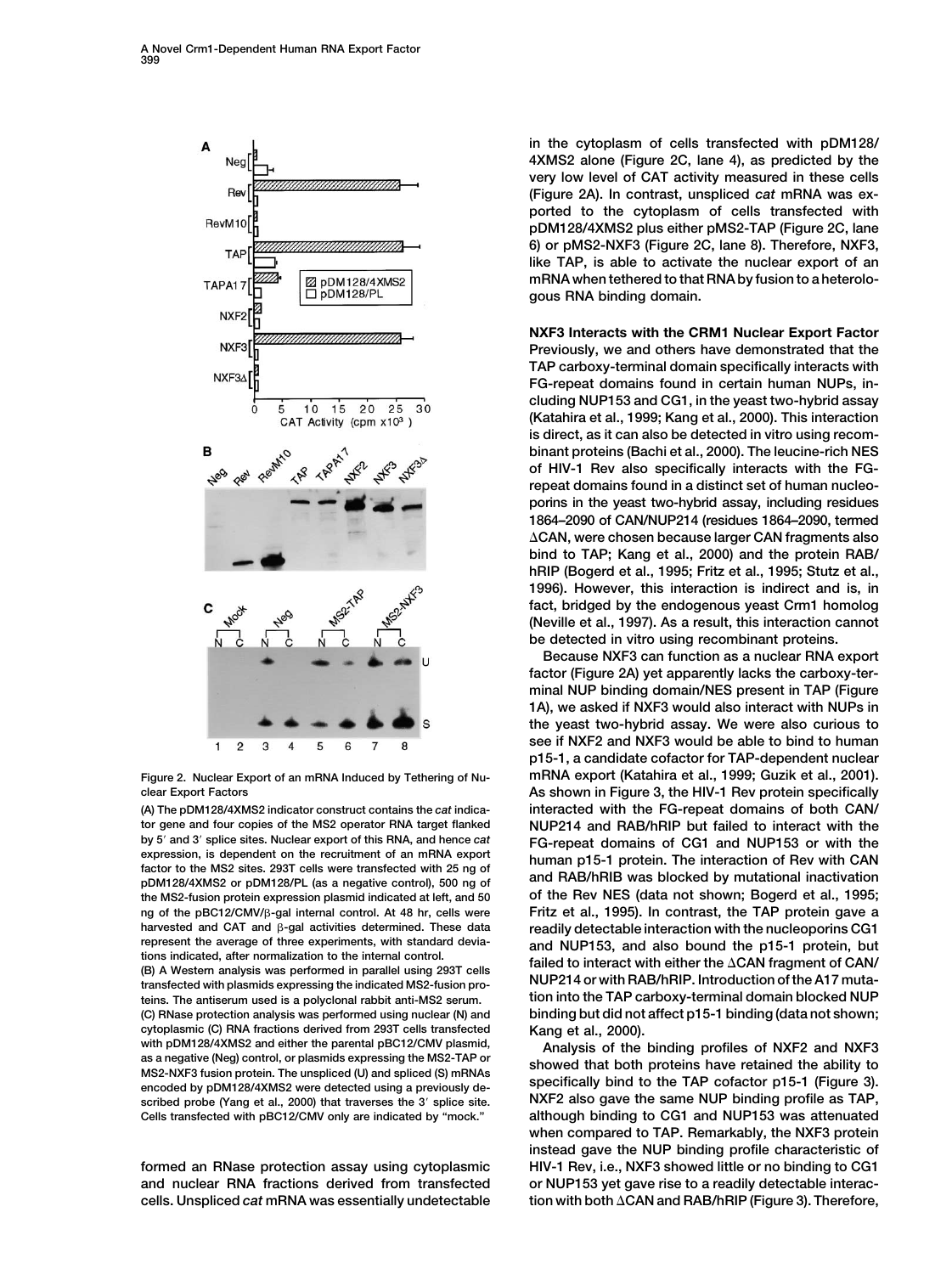A

Neg

Rev

RevM10

TAP

TAPA17

NXF2

NXF3

NXF3Δ

▨ pDM128/4XMS2
□ pDM128/PL

0 5 10 15 20 25 30
CAT Activity (cpm x10[3] )

B

Neg Rev RevM10 TAP TAPA17 NXF2 NXF3 NXF3Δ

C

Mock Neg MS2-TAP MS2-NXF3
N C N C N C N C

U

S

1 2 3 4 5 6 7 8

Figure 2. Nuclear Export of an mRNA Induced by Tethering of Nuclear Export Factors

(A) The pDM128/4XMS2 indicator construct contains the *cat* indicator gene and four copies of the MS2 operator RNA target flanked by 5′ and 3′ splice sites. Nuclear export of this RNA, and hence *cat* expression, is dependent on the recruitment of an mRNA export factor to the MS2 sites. 293T cells were transfected with 25 ng of pDM128/4XMS2 or pDM128/PL (as a negative control), 500 ng of the MS2-fusion protein expression plasmid indicated at left, and 50 ng of the pBC12/CMV/β-gal internal control. At 48 hr, cells were harvested and CAT and β-gal activities determined. These data represent the average of three experiments, with standard deviations indicated, after normalization to the internal control.

(B) A Western analysis was performed in parallel using 293T cells transfected with plasmids expressing the indicated MS2-fusion proteins. The antiserum used is a polyclonal rabbit anti-MS2 serum.

(C) RNase protection analysis was performed using nuclear (N) and cytoplasmic (C) RNA fractions derived from 293T cells transfected with pDM128/4XMS2 and either the parental pBC12/CMV plasmid, as a negative (Neg) control, or plasmids expressing the MS2-TAP or MS2-NXF3 fusion protein. The unspliced (U) and spliced (S) mRNAs encoded by pDM128/4XMS2 were detected using a previously described probe (Yang et al., 2000) that traverses the 3′ splice site. Cells transfected with pBC12/CMV only are indicated by "mock."

formed an RNase protection assay using cytoplasmic and nuclear RNA fractions derived from transfected cells. Unspliced *cat* mRNA was essentially undetectable in the cytoplasm of cells transfected with pDM128/4XMS2 alone (Figure 2C, lane 4), as predicted by the very low level of CAT activity measured in these cells (Figure 2A). In contrast, unspliced *cat* mRNA was exported to the cytoplasm of cells transfected with pDM128/4XMS2 plus either pMS2-TAP (Figure 2C, lane 6) or pMS2-NXF3 (Figure 2C, lane 8). Therefore, NXF3, like TAP, is able to activate the nuclear export of an mRNA when tethered to that RNA by fusion to a heterologous RNA binding domain.

## NXF3 Interacts with the CRM1 Nuclear Export Factor

Previously, we and others have demonstrated that the TAP carboxy-terminal domain specifically interacts with FG-repeat domains found in certain human NUPs, including NUP153 and CG1, in the yeast two-hybrid assay (Katahira et al., 1999; Kang et al., 2000). This interaction is direct, as it can also be detected in vitro using recombinant proteins (Bachi et al., 2000). The leucine-rich NES of HIV-1 Rev also specifically interacts with the FG-repeat domains found in a distinct set of human nucleoporins in the yeast two-hybrid assay, including residues 1864–2090 of CAN/NUP214 (residues 1864–2090, termed ΔCAN, were chosen because larger CAN fragments also bind to TAP; Kang et al., 2000) and the protein RAB/hRIP (Bogerd et al., 1995; Fritz et al., 1995; Stutz et al., 1996). However, this interaction is indirect and is, in fact, bridged by the endogenous yeast Crm1 homolog (Neville et al., 1997). As a result, this interaction cannot be detected in vitro using recombinant proteins.

Because NXF3 can function as a nuclear RNA export factor (Figure 2A) yet apparently lacks the carboxy-terminal NUP binding domain/NES present in TAP (Figure 1A), we asked if NXF3 would also interact with NUPs in the yeast two-hybrid assay. We were also curious to see if NXF2 and NXF3 would be able to bind to human p15-1, a candidate cofactor for TAP-dependent nuclear mRNA export (Katahira et al., 1999; Guzik et al., 2001). As shown in Figure 3, the HIV-1 Rev protein specifically interacted with the FG-repeat domains of both CAN/NUP214 and RAB/hRIP but failed to interact with the FG-repeat domains of CG1 and NUP153 or with the human p15-1 protein. The interaction of Rev with CAN and RAB/hRIB was blocked by mutational inactivation of the Rev NES (data not shown; Bogerd et al., 1995; Fritz et al., 1995). In contrast, the TAP protein gave a readily detectable interaction with the nucleoporins CG1 and NUP153, and also bound the p15-1 protein, but failed to interact with either the ΔCAN fragment of CAN/NUP214 or with RAB/hRIP. Introduction of the A17 mutation into the TAP carboxy-terminal domain blocked NUP binding but did not affect p15-1 binding (data not shown; Kang et al., 2000).

Analysis of the binding profiles of NXF2 and NXF3 showed that both proteins have retained the ability to specifically bind to the TAP cofactor p15-1 (Figure 3). NXF2 also gave the same NUP binding profile as TAP, although binding to CG1 and NUP153 was attenuated when compared to TAP. Remarkably, the NXF3 protein instead gave the NUP binding profile characteristic of HIV-1 Rev, i.e., NXF3 showed little or no binding to CG1 or NUP153 yet gave rise to a readily detectable interaction with both ΔCAN and RAB/hRIP (Figure 3). Therefore,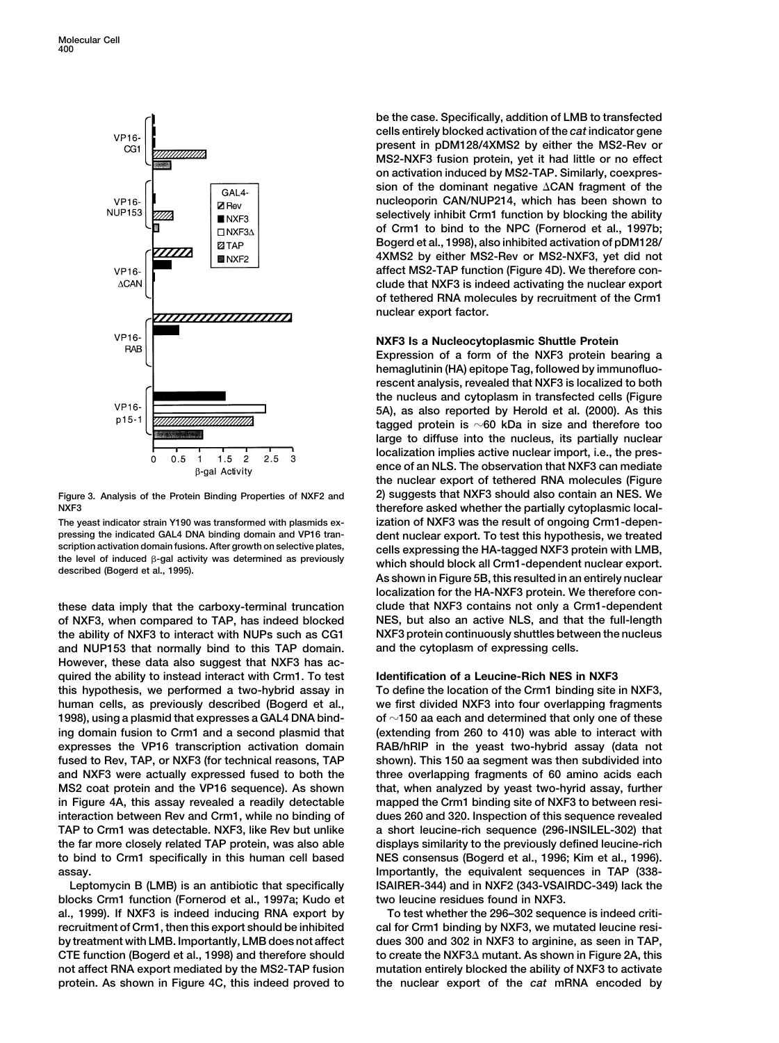VP16-CG1

VP16-NUP153

VP16-ΔCAN

VP16-RAB

VP16-p15-1

GAL4-
Rev
NXF3
NXF3Δ
TAP
NXF2

0 0.5 1 1.5 2 2.5 3
β-gal Activity

Figure 3. Analysis of the Protein Binding Properties of NXF2 and NXF3

The yeast indicator strain Y190 was transformed with plasmids expressing the indicated GAL4 DNA binding domain and VP16 transcription activation domain fusions. After growth on selective plates, the level of induced β-gal activity was determined as previously described (Bogerd et al., 1995).

these data imply that the carboxy-terminal truncation of NXF3, when compared to TAP, has indeed blocked the ability of NXF3 to interact with NUPs such as CG1 and NUP153 that normally bind to this TAP domain. However, these data also suggest that NXF3 has acquired the ability to instead interact with Crm1. To test this hypothesis, we performed a two-hybrid assay in human cells, as previously described (Bogerd et al., 1998), using a plasmid that expresses a GAL4 DNA binding domain fusion to Crm1 and a second plasmid that expresses the VP16 transcription activation domain fused to Rev, TAP, or NXF3 (for technical reasons, TAP and NXF3 were actually expressed fused to both the MS2 coat protein and the VP16 sequence). As shown in Figure 4A, this assay revealed a readily detectable interaction between Rev and Crm1, while no binding of TAP to Crm1 was detectable. NXF3, like Rev but unlike the far more closely related TAP protein, was also able to bind to Crm1 specifically in this human cell based assay.

Leptomycin B (LMB) is an antibiotic that specifically blocks Crm1 function (Fornerod et al., 1997a; Kudo et al., 1999). If NXF3 is indeed inducing RNA export by recruitment of Crm1, then this export should be inhibited by treatment with LMB. Importantly, LMB does not affect CTE function (Bogerd et al., 1998) and therefore should not affect RNA export mediated by the MS2-TAP fusion protein. As shown in Figure 4C, this indeed proved to be the case. Specifically, addition of LMB to transfected cells entirely blocked activation of the *cat* indicator gene present in pDM128/4XMS2 by either the MS2-Rev or MS2-NXF3 fusion protein, yet it had little or no effect on activation induced by MS2-TAP. Similarly, coexpression of the dominant negative ΔCAN fragment of the nucleoporin CAN/NUP214, which has been shown to selectively inhibit Crm1 function by blocking the ability of Crm1 to bind to the NPC (Fornerod et al., 1997b; Bogerd et al., 1998), also inhibited activation of pDM128/4XMS2 by either MS2-Rev or MS2-NXF3, yet did not affect MS2-TAP function (Figure 4D). We therefore conclude that NXF3 is indeed activating the nuclear export of tethered RNA molecules by recruitment of the Crm1 nuclear export factor.

## NXF3 Is a Nucleocytoplasmic Shuttle Protein

Expression of a form of the NXF3 protein bearing a hemaglutinin (HA) epitope Tag, followed by immunofluorescent analysis, revealed that NXF3 is localized to both the nucleus and cytoplasm in transfected cells (Figure 5A), as also reported by Herold et al. (2000). As this tagged protein is ~60 kDa in size and therefore too large to diffuse into the nucleus, its partially nuclear localization implies active nuclear import, i.e., the presence of an NLS. The observation that NXF3 can mediate the nuclear export of tethered RNA molecules (Figure 2) suggests that NXF3 should also contain an NES. We therefore asked whether the partially cytoplasmic localization of NXF3 was the result of ongoing Crm1-dependent nuclear export. To test this hypothesis, we treated cells expressing the HA-tagged NXF3 protein with LMB, which should block all Crm1-dependent nuclear export. As shown in Figure 5B, this resulted in an entirely nuclear localization for the HA-NXF3 protein. We therefore conclude that NXF3 contains not only a Crm1-dependent NES, but also an active NLS, and that the full-length NXF3 protein continuously shuttles between the nucleus and the cytoplasm of expressing cells.

## Identification of a Leucine-Rich NES in NXF3

To define the location of the Crm1 binding site in NXF3, we first divided NXF3 into four overlapping fragments of ~150 aa each and determined that only one of these (extending from 260 to 410) was able to interact with RAB/hRIP in the yeast two-hybrid assay (data not shown). This 150 aa segment was then subdivided into three overlapping fragments of 60 amino acids each that, when analyzed by yeast two-hyrid assay, further mapped the Crm1 binding site of NXF3 to between residues 260 and 320. Inspection of this sequence revealed a short leucine-rich sequence (296-INSILEL-302) that displays similarity to the previously defined leucine-rich NES consensus (Bogerd et al., 1996; Kim et al., 1996). Importantly, the equivalent sequences in TAP (338-ISAIRER-344) and in NXF2 (343-VSAIRDC-349) lack the two leucine residues found in NXF3.

To test whether the 296–302 sequence is indeed critical for Crm1 binding by NXF3, we mutated leucine residues 300 and 302 in NXF3 to arginine, as seen in TAP, to create the NXF3Δ mutant. As shown in Figure 2A, this mutation entirely blocked the ability of NXF3 to activate the nuclear export of the *cat* mRNA encoded by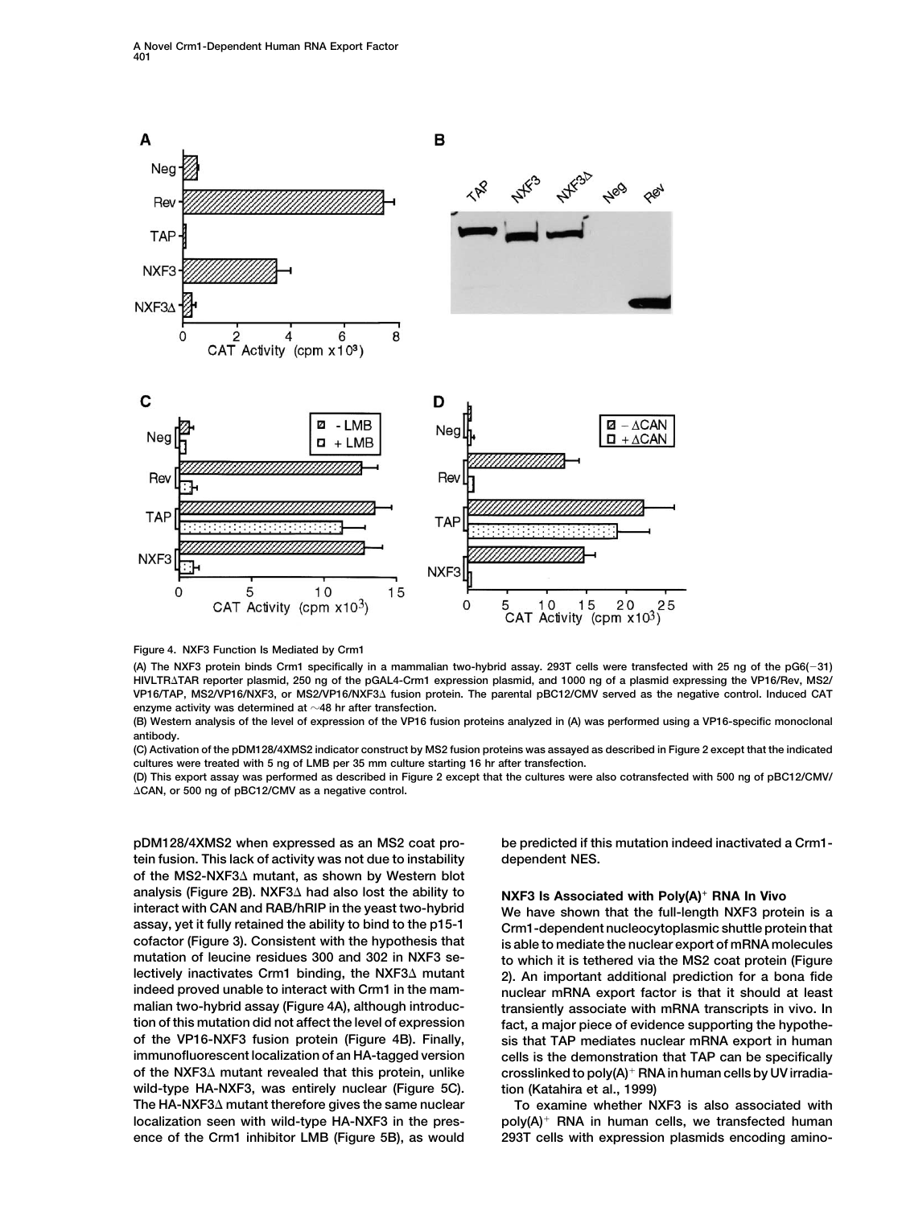A

Neg

Rev

TAP

NXF3

NXF3Δ

0 2 4 6 8

CAT Activity (cpm x10³)

B

TAP NXF3 NXF3Δ Neg Rev

C

Neg

Rev

TAP

NXF3

- LMB

+ LMB

0 5 10 15

CAT Activity (cpm x10³)

D

Neg

Rev

TAP

NXF3

– ΔCAN

+ ΔCAN

0 5 10 15 20 25

CAT Activity (cpm x10³)

Figure 4. NXF3 Function Is Mediated by Crm1

(A) The NXF3 protein binds Crm1 specifically in a mammalian two-hybrid assay. 293T cells were transfected with 25 ng of the pG6(−31) HIVLTRΔTAR reporter plasmid, 250 ng of the pGAL4-Crm1 expression plasmid, and 1000 ng of a plasmid expressing the VP16/Rev, MS2/VP16/TAP, MS2/VP16/NXF3, or MS2/VP16/NXF3Δ fusion protein. The parental pBC12/CMV served as the negative control. Induced CAT enzyme activity was determined at ~48 hr after transfection.

(B) Western analysis of the level of expression of the VP16 fusion proteins analyzed in (A) was performed using a VP16-specific monoclonal antibody.

(C) Activation of the pDM128/4XMS2 indicator construct by MS2 fusion proteins was assayed as described in Figure 2 except that the indicated cultures were treated with 5 ng of LMB per 35 mm culture starting 16 hr after transfection.

(D) This export assay was performed as described in Figure 2 except that the cultures were also cotransfected with 500 ng of pBC12/CMV/ΔCAN, or 500 ng of pBC12/CMV as a negative control.

pDM128/4XMS2 when expressed as an MS2 coat protein fusion. This lack of activity was not due to instability of the MS2-NXF3Δ mutant, as shown by Western blot analysis (Figure 2B). NXF3Δ had also lost the ability to interact with CAN and RAB/hRIP in the yeast two-hybrid assay, yet it fully retained the ability to bind to the p15-1 cofactor (Figure 3). Consistent with the hypothesis that mutation of leucine residues 300 and 302 in NXF3 selectively inactivates Crm1 binding, the NXF3Δ mutant indeed proved unable to interact with Crm1 in the mammalian two-hybrid assay (Figure 4A), although introduction of this mutation did not affect the level of expression of the VP16-NXF3 fusion protein (Figure 4B). Finally, immunofluorescent localization of an HA-tagged version of the NXF3Δ mutant revealed that this protein, unlike wild-type HA-NXF3, was entirely nuclear (Figure 5C). The HA-NXF3Δ mutant therefore gives the same nuclear localization seen with wild-type HA-NXF3 in the presence of the Crm1 inhibitor LMB (Figure 5B), as would be predicted if this mutation indeed inactivated a Crm1-dependent NES.

### NXF3 Is Associated with Poly(A)$^+$ RNA In Vivo

We have shown that the full-length NXF3 protein is a Crm1-dependent nucleocytoplasmic shuttle protein that is able to mediate the nuclear export of mRNA molecules to which it is tethered via the MS2 coat protein (Figure 2). An important additional prediction for a bona fide nuclear mRNA export factor is that it should at least transiently associate with mRNA transcripts in vivo. In fact, a major piece of evidence supporting the hypothesis that TAP mediates nuclear mRNA export in human cells is the demonstration that TAP can be specifically crosslinked to poly(A)$^+$ RNA in human cells by UV irradiation (Katahira et al., 1999)

To examine whether NXF3 is also associated with poly(A)$^+$ RNA in human cells, we transfected human 293T cells with expression plasmids encoding amino-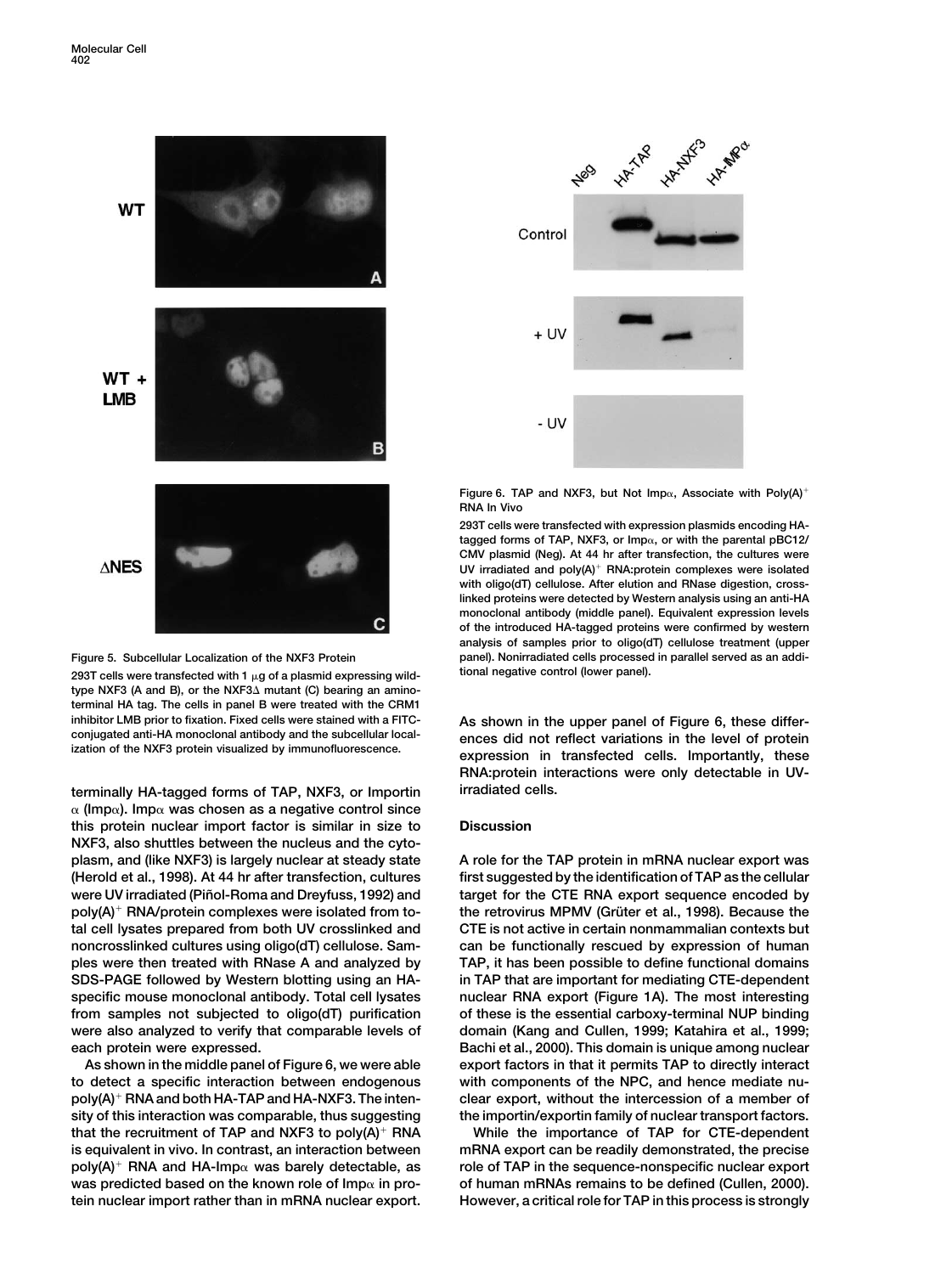WT

A

WT + LMB

B

ΔNES

C

Figure 5. Subcellular Localization of the NXF3 Protein

293T cells were transfected with 1 μg of a plasmid expressing wild-type NXF3 (A and B), or the NXF3Δ mutant (C) bearing an amino-terminal HA tag. The cells in panel B were treated with the CRM1 inhibitor LMB prior to fixation. Fixed cells were stained with a FITC-conjugated anti-HA monoclonal antibody and the subcellular localization of the NXF3 protein visualized by immunofluorescence.

Neg HA-TAP HA-NXF3 HA-IMPα

Control

+ UV

- UV

Figure 6. TAP and NXF3, but Not Impα, Associate with Poly(A)$^+$ RNA In Vivo

293T cells were transfected with expression plasmids encoding HA-tagged forms of TAP, NXF3, or Impα, or with the parental pBC12/CMV plasmid (Neg). At 44 hr after transfection, the cultures were UV irradiated and poly(A)$^+$ RNA:protein complexes were isolated with oligo(dT) cellulose. After elution and RNase digestion, cross-linked proteins were detected by Western analysis using an anti-HA monoclonal antibody (middle panel). Equivalent expression levels of the introduced HA-tagged proteins were confirmed by western analysis of samples prior to oligo(dT) cellulose treatment (upper panel). Nonirradiated cells processed in parallel served as an additional negative control (lower panel).

terminally HA-tagged forms of TAP, NXF3, or Importin α (Impα). Impα was chosen as a negative control since this protein nuclear import factor is similar in size to NXF3, also shuttles between the nucleus and the cytoplasm, and (like NXF3) is largely nuclear at steady state (Herold et al., 1998). At 44 hr after transfection, cultures were UV irradiated (Piñol-Roma and Dreyfuss, 1992) and poly(A)$^+$ RNA/protein complexes were isolated from total cell lysates prepared from both UV crosslinked and noncrosslinked cultures using oligo(dT) cellulose. Samples were then treated with RNase A and analyzed by SDS-PAGE followed by Western blotting using an HA-specific mouse monoclonal antibody. Total cell lysates from samples not subjected to oligo(dT) purification were also analyzed to verify that comparable levels of each protein were expressed.

As shown in the middle panel of Figure 6, we were able to detect a specific interaction between endogenous poly(A)$^+$ RNA and both HA-TAP and HA-NXF3. The intensity of this interaction was comparable, thus suggesting that the recruitment of TAP and NXF3 to poly(A)$^+$ RNA is equivalent in vivo. In contrast, an interaction between poly(A)$^+$ RNA and HA-Impα was barely detectable, as was predicted based on the known role of Impα in protein nuclear import rather than in mRNA nuclear export. As shown in the upper panel of Figure 6, these differences did not reflect variations in the level of protein expression in transfected cells. Importantly, these RNA:protein interactions were only detectable in UV-irradiated cells.

## Discussion

A role for the TAP protein in mRNA nuclear export was first suggested by the identification of TAP as the cellular target for the CTE RNA export sequence encoded by the retrovirus MPMV (Grüter et al., 1998). Because the CTE is not active in certain nonmammalian contexts but can be functionally rescued by expression of human TAP, it has been possible to define functional domains in TAP that are important for mediating CTE-dependent nuclear RNA export (Figure 1A). The most interesting of these is the essential carboxy-terminal NUP binding domain (Kang and Cullen, 1999; Katahira et al., 1999; Bachi et al., 2000). This domain is unique among nuclear export factors in that it permits TAP to directly interact with components of the NPC, and hence mediate nuclear export, without the intercession of a member of the importin/exportin family of nuclear transport factors.

While the importance of TAP for CTE-dependent mRNA export can be readily demonstrated, the precise role of TAP in the sequence-nonspecific nuclear export of human mRNAs remains to be defined (Cullen, 2000). However, a critical role for TAP in this process is strongly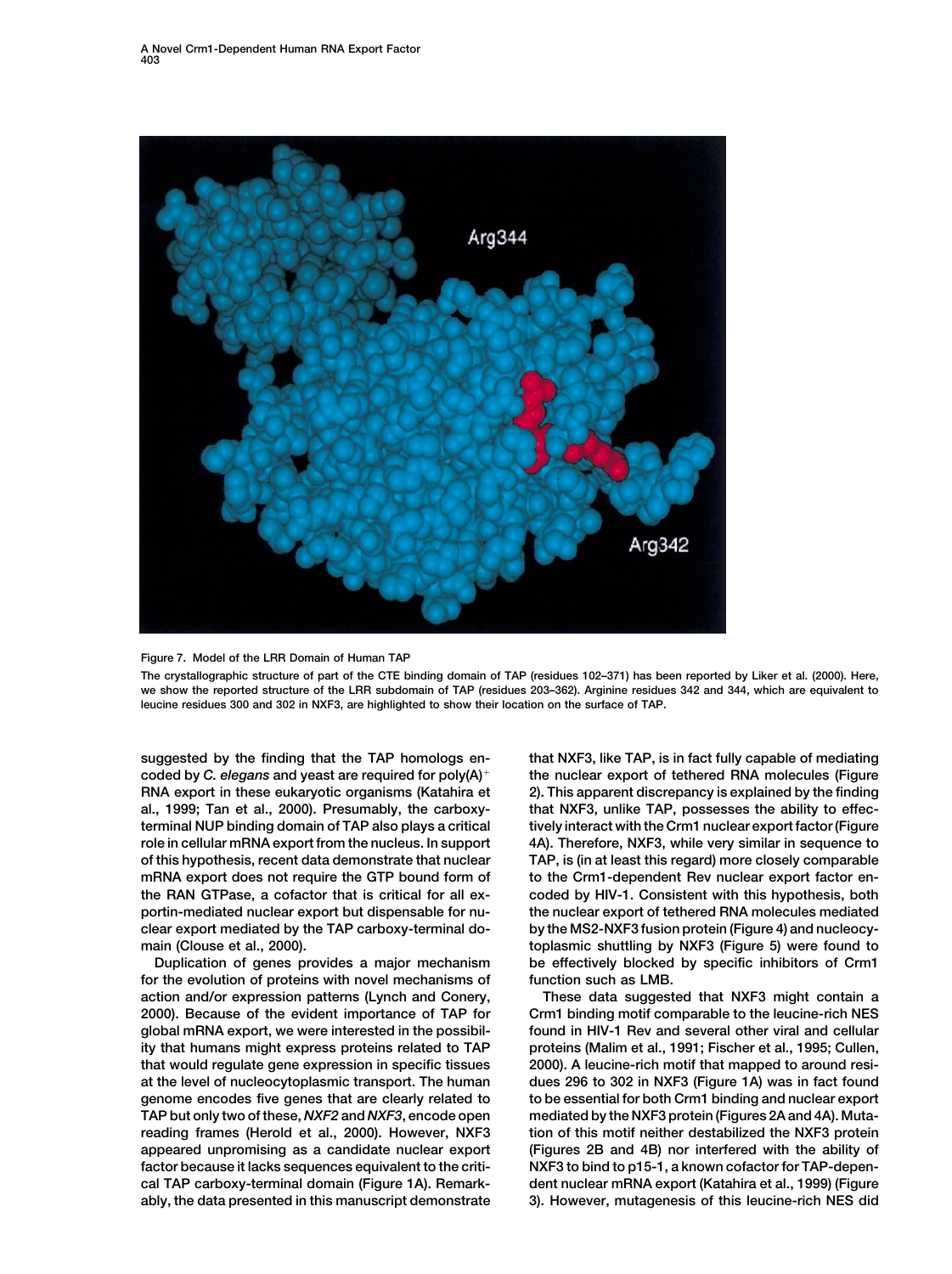Arg344

Arg342

Figure 7. Model of the LRR Domain of Human TAP

The crystallographic structure of part of the CTE binding domain of TAP (residues 102–371) has been reported by Liker et al. (2000). Here, we show the reported structure of the LRR subdomain of TAP (residues 203–362). Arginine residues 342 and 344, which are equivalent to leucine residues 300 and 302 in NXF3, are highlighted to show their location on the surface of TAP.

suggested by the finding that the TAP homologs encoded by *C. elegans* and yeast are required for poly(A)$^+$ RNA export in these eukaryotic organisms (Katahira et al., 1999; Tan et al., 2000). Presumably, the carboxy-terminal NUP binding domain of TAP also plays a critical role in cellular mRNA export from the nucleus. In support of this hypothesis, recent data demonstrate that nuclear mRNA export does not require the GTP bound form of the RAN GTPase, a cofactor that is critical for all exportin-mediated nuclear export but dispensable for nuclear export mediated by the TAP carboxy-terminal domain (Clouse et al., 2000).

Duplication of genes provides a major mechanism for the evolution of proteins with novel mechanisms of action and/or expression patterns (Lynch and Conery, 2000). Because of the evident importance of TAP for global mRNA export, we were interested in the possibility that humans might express proteins related to TAP that would regulate gene expression in specific tissues at the level of nucleocytoplasmic transport. The human genome encodes five genes that are clearly related to TAP but only two of these, *NXF2* and *NXF3*, encode open reading frames (Herold et al., 2000). However, NXF3 appeared unpromising as a candidate nuclear export factor because it lacks sequences equivalent to the critical TAP carboxy-terminal domain (Figure 1A). Remarkably, the data presented in this manuscript demonstrate that NXF3, like TAP, is in fact fully capable of mediating the nuclear export of tethered RNA molecules (Figure 2). This apparent discrepancy is explained by the finding that NXF3, unlike TAP, possesses the ability to effectively interact with the Crm1 nuclear export factor (Figure 4A). Therefore, NXF3, while very similar in sequence to TAP, is (in at least this regard) more closely comparable to the Crm1-dependent Rev nuclear export factor encoded by HIV-1. Consistent with this hypothesis, both the nuclear export of tethered RNA molecules mediated by the MS2-NXF3 fusion protein (Figure 4) and nucleocytoplasmic shuttling by NXF3 (Figure 5) were found to be effectively blocked by specific inhibitors of Crm1 function such as LMB.

These data suggested that NXF3 might contain a Crm1 binding motif comparable to the leucine-rich NES found in HIV-1 Rev and several other viral and cellular proteins (Malim et al., 1991; Fischer et al., 1995; Cullen, 2000). A leucine-rich motif that mapped to around residues 296 to 302 in NXF3 (Figure 1A) was in fact found to be essential for both Crm1 binding and nuclear export mediated by the NXF3 protein (Figures 2A and 4A). Mutation of this motif neither destabilized the NXF3 protein (Figures 2B and 4B) nor interfered with the ability of NXF3 to bind to p15-1, a known cofactor for TAP-dependent nuclear mRNA export (Katahira et al., 1999) (Figure 3). However, mutagenesis of this leucine-rich NES did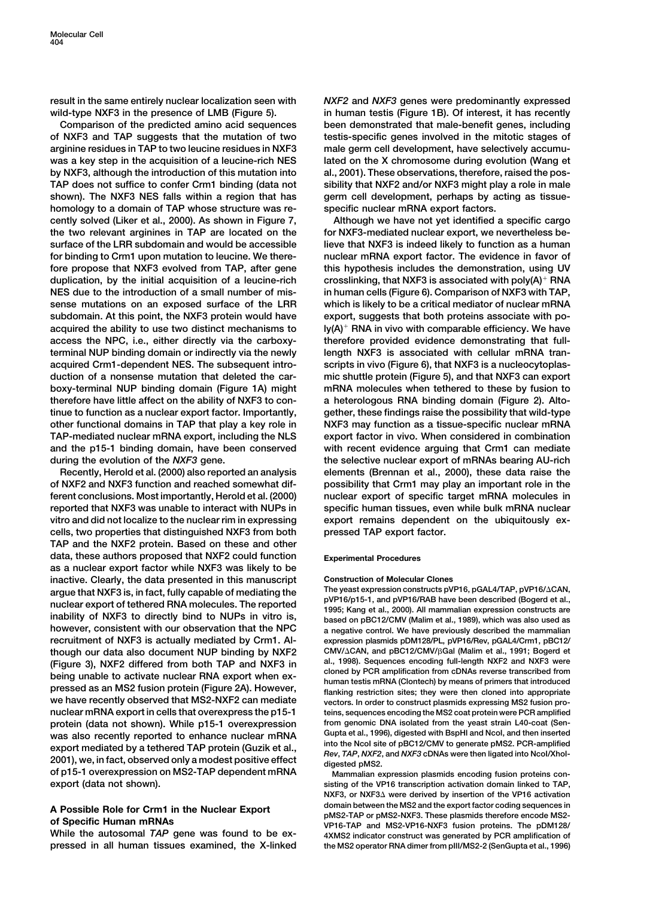result in the same entirely nuclear localization seen with wild-type NXF3 in the presence of LMB (Figure 5).

Comparison of the predicted amino acid sequences of NXF3 and TAP suggests that the mutation of two arginine residues in TAP to two leucine residues in NXF3 was a key step in the acquisition of a leucine-rich NES by NXF3, although the introduction of this mutation into TAP does not suffice to confer Crm1 binding (data not shown). The NXF3 NES falls within a region that has homology to a domain of TAP whose structure was recently solved (Liker et al., 2000). As shown in Figure 7, the two relevant arginines in TAP are located on the surface of the LRR subdomain and would be accessible for binding to Crm1 upon mutation to leucine. We therefore propose that NXF3 evolved from TAP, after gene duplication, by the initial acquisition of a leucine-rich NES due to the introduction of a small number of missense mutations on an exposed surface of the LRR subdomain. At this point, the NXF3 protein would have acquired the ability to use two distinct mechanisms to access the NPC, i.e., either directly via the carboxy-terminal NUP binding domain or indirectly via the newly acquired Crm1-dependent NES. The subsequent introduction of a nonsense mutation that deleted the carboxy-terminal NUP binding domain (Figure 1A) might therefore have little affect on the ability of NXF3 to continue to function as a nuclear export factor. Importantly, other functional domains in TAP that play a key role in TAP-mediated nuclear mRNA export, including the NLS and the p15-1 binding domain, have been conserved during the evolution of the *NXF3* gene.

Recently, Herold et al. (2000) also reported an analysis of NXF2 and NXF3 function and reached somewhat different conclusions. Most importantly, Herold et al. (2000) reported that NXF3 was unable to interact with NUPs in vitro and did not localize to the nuclear rim in expressing cells, two properties that distinguished NXF3 from both TAP and the NXF2 protein. Based on these and other data, these authors proposed that NXF2 could function as a nuclear export factor while NXF3 was likely to be inactive. Clearly, the data presented in this manuscript argue that NXF3 is, in fact, fully capable of mediating the nuclear export of tethered RNA molecules. The reported inability of NXF3 to directly bind to NUPs in vitro is, however, consistent with our observation that the NPC recruitment of NXF3 is actually mediated by Crm1. Although our data also document NUP binding by NXF2 (Figure 3), NXF2 differed from both TAP and NXF3 in being unable to activate nuclear RNA export when expressed as an MS2 fusion protein (Figure 2A). However, we have recently observed that MS2-NXF2 can mediate nuclear mRNA export in cells that overexpress the p15-1 protein (data not shown). While p15-1 overexpression was also recently reported to enhance nuclear mRNA export mediated by a tethered TAP protein (Guzik et al., 2001), we, in fact, observed only a modest positive effect of p15-1 overexpression on MS2-TAP dependent mRNA export (data not shown).

## A Possible Role for Crm1 in the Nuclear Export of Specific Human mRNAs

While the autosomal *TAP* gene was found to be expressed in all human tissues examined, the X-linked *NXF2* and *NXF3* genes were predominantly expressed in human testis (Figure 1B). Of interest, it has recently been demonstrated that male-benefit genes, including testis-specific genes involved in the mitotic stages of male germ cell development, have selectively accumulated on the X chromosome during evolution (Wang et al., 2001). These observations, therefore, raised the possibility that NXF2 and/or NXF3 might play a role in male germ cell development, perhaps by acting as tissue-specific nuclear mRNA export factors.

Although we have not yet identified a specific cargo for NXF3-mediated nuclear export, we nevertheless believe that NXF3 is indeed likely to function as a human nuclear mRNA export factor. The evidence in favor of this hypothesis includes the demonstration, using UV crosslinking, that NXF3 is associated with poly(A)$^+$ RNA in human cells (Figure 6). Comparison of NXF3 with TAP, which is likely to be a critical mediator of nuclear mRNA export, suggests that both proteins associate with poly(A)$^+$ RNA in vivo with comparable efficiency. We have therefore provided evidence demonstrating that full-length NXF3 is associated with cellular mRNA transcripts in vivo (Figure 6), that NXF3 is a nucleocytoplasmic shuttle protein (Figure 5), and that NXF3 can export mRNA molecules when tethered to these by fusion to a heterologous RNA binding domain (Figure 2). Altogether, these findings raise the possibility that wild-type NXF3 may function as a tissue-specific nuclear mRNA export factor in vivo. When considered in combination with recent evidence arguing that Crm1 can mediate the selective nuclear export of mRNAs bearing AU-rich elements (Brennan et al., 2000), these data raise the possibility that Crm1 may play an important role in the nuclear export of specific target mRNA molecules in specific human tissues, even while bulk mRNA nuclear export remains dependent on the ubiquitously expressed TAP export factor.

## Experimental Procedures

### Construction of Molecular Clones

The yeast expression constructs pVP16, pGAL4/TAP, pVP16/ΔCAN, pVP16/p15-1, and pVP16/RAB have been described (Bogerd et al., 1995; Kang et al., 2000). All mammalian expression constructs are based on pBC12/CMV (Malim et al., 1989), which was also used as a negative control. We have previously described the mammalian expression plasmids pDM128/PL, pVP16/Rev, pGAL4/Crm1, pBC12/CMV/ΔCAN, and pBC12/CMV/βGal (Malim et al., 1991; Bogerd et al., 1998). Sequences encoding full-length NXF2 and NXF3 were cloned by PCR amplification from cDNAs reverse transcribed from human testis mRNA (Clontech) by means of primers that introduced flanking restriction sites; they were then cloned into appropriate vectors. In order to construct plasmids expressing MS2 fusion proteins, sequences encoding the MS2 coat protein were PCR amplified from genomic DNA isolated from the yeast strain L40-coat (SenGupta et al., 1996), digested with BspHI and NcoI, and then inserted into the NcoI site of pBC12/CMV to generate pMS2. PCR-amplified *Rev*, *TAP*, *NXF2*, and *NXF3* cDNAs were then ligated into NcoI/XhoI-digested pMS2.

Mammalian expression plasmids encoding fusion proteins consisting of the VP16 transcription activation domain linked to TAP, NXF3, or NXF3Δ were derived by insertion of the VP16 activation domain between the MS2 and the export factor coding sequences in pMS2-TAP or pMS2-NXF3. These plasmids therefore encode MS2-VP16-TAP and MS2-VP16-NXF3 fusion proteins. The pDM128/4XMS2 indicator construct was generated by PCR amplification of the MS2 operator RNA dimer from pIII/MS2-2 (SenGupta et al., 1996)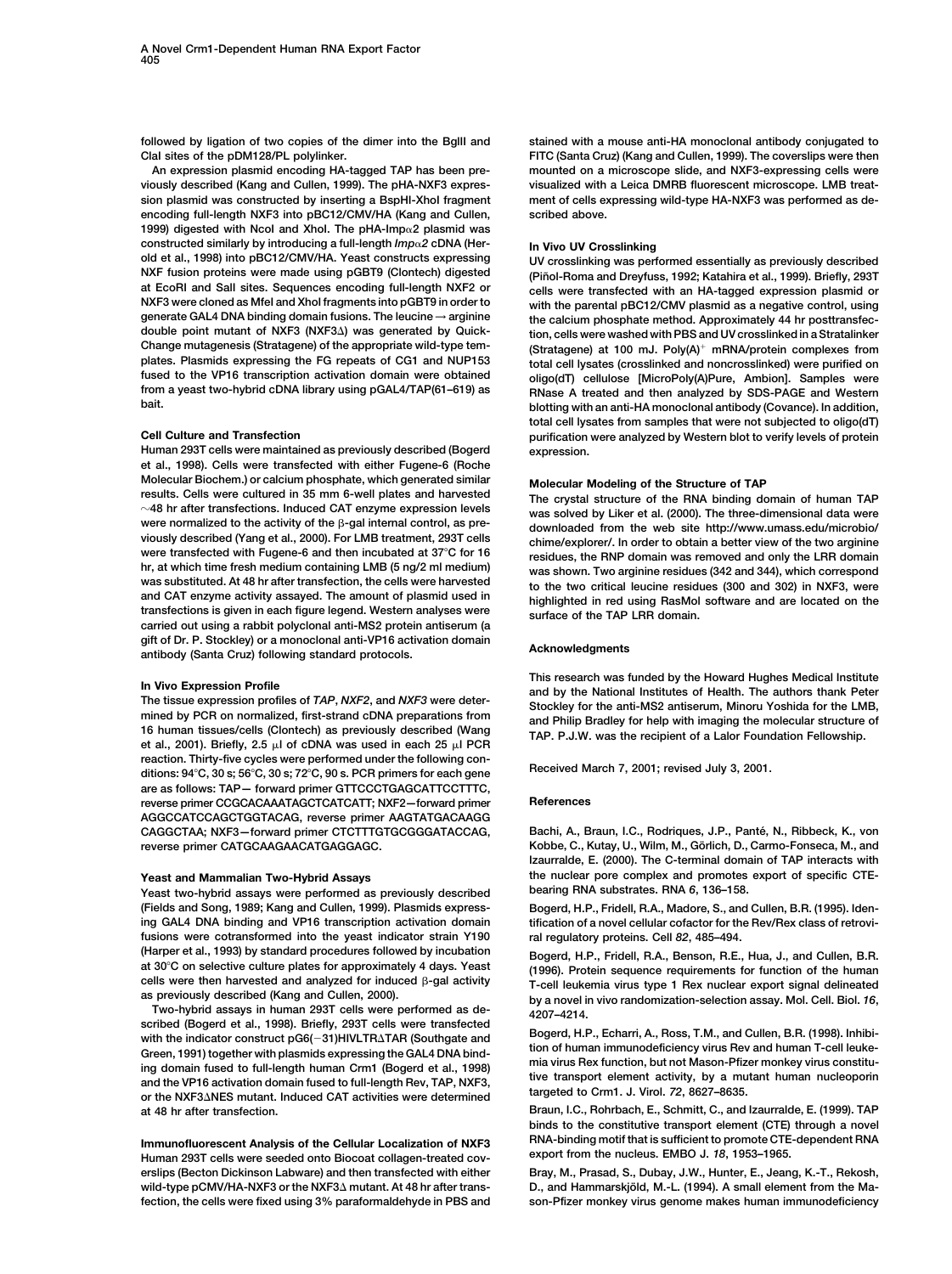followed by ligation of two copies of the dimer into the BglII and ClaI sites of the pDM128/PL polylinker.

An expression plasmid encoding HA-tagged TAP has been previously described (Kang and Cullen, 1999). The pHA-NXF3 expression plasmid was constructed by inserting a BspHI-XhoI fragment encoding full-length NXF3 into pBC12/CMV/HA (Kang and Cullen, 1999) digested with NcoI and XhoI. The pHA-Imp$\alpha$2 plasmid was constructed similarly by introducing a full-length *Imp$\alpha$2* cDNA (Herold et al., 1998) into pBC12/CMV/HA. Yeast constructs expressing NXF fusion proteins were made using pGBT9 (Clontech) digested at EcoRI and SalI sites. Sequences encoding full-length NXF2 or NXF3 were cloned as MfeI and XhoI fragments into pGBT9 in order to generate GAL4 DNA binding domain fusions. The leucine → arginine double point mutant of NXF3 (NXF3Δ) was generated by QuickChange mutagenesis (Stratagene) of the appropriate wild-type templates. Plasmids expressing the FG repeats of CG1 and NUP153 fused to the VP16 transcription activation domain were obtained from a yeast two-hybrid cDNA library using pGAL4/TAP(61–619) as bait.

### Cell Culture and Transfection

Human 293T cells were maintained as previously described (Bogerd et al., 1998). Cells were transfected with either Fugene-6 (Roche Molecular Biochem.) or calcium phosphate, which generated similar results. Cells were cultured in 35 mm 6-well plates and harvested ~48 hr after transfections. Induced CAT enzyme expression levels were normalized to the activity of the β-gal internal control, as previously described (Yang et al., 2000). For LMB treatment, 293T cells were transfected with Fugene-6 and then incubated at 37°C for 16 hr, at which time fresh medium containing LMB (5 ng/2 ml medium) was substituted. At 48 hr after transfection, the cells were harvested and CAT enzyme activity assayed. The amount of plasmid used in transfections is given in each figure legend. Western analyses were carried out using a rabbit polyclonal anti-MS2 protein antiserum (a gift of Dr. P. Stockley) or a monoclonal anti-VP16 activation domain antibody (Santa Cruz) following standard protocols.

### In Vivo Expression Profile

The tissue expression profiles of *TAP*, *NXF2*, and *NXF3* were determined by PCR on normalized, first-strand cDNA preparations from 16 human tissues/cells (Clontech) as previously described (Wang et al., 2001). Briefly, 2.5 μl of cDNA was used in each 25 μl PCR reaction. Thirty-five cycles were performed under the following conditions: 94°C, 30 s; 56°C, 30 s; 72°C, 90 s. PCR primers for each gene are as follows: TAP— forward primer GTTCCCTGAGCATTCCTTTC, reverse primer CCGCACAAATAGCTCATCATT; NXF2—forward primer AGGCCATCCAGCTGGTACAG, reverse primer AAGTATGACAAGG CAGGCTAA; NXF3—forward primer CTCTTTGTGCGGGATACCAG, reverse primer CATGCAAGAACATGAGGAGC.

### Yeast and Mammalian Two-Hybrid Assays

Yeast two-hybrid assays were performed as previously described (Fields and Song, 1989; Kang and Cullen, 1999). Plasmids expressing GAL4 DNA binding and VP16 transcription activation domain fusions were cotransformed into the yeast indicator strain Y190 (Harper et al., 1993) by standard procedures followed by incubation at 30°C on selective culture plates for approximately 4 days. Yeast cells were then harvested and analyzed for induced β-gal activity as previously described (Kang and Cullen, 2000).

Two-hybrid assays in human 293T cells were performed as described (Bogerd et al., 1998). Briefly, 293T cells were transfected with the indicator construct pG6(−31)HIVLTRΔTAR (Southgate and Green, 1991) together with plasmids expressing the GAL4 DNA binding domain fused to full-length human Crm1 (Bogerd et al., 1998) and the VP16 activation domain fused to full-length Rev, TAP, NXF3, or the NXF3ΔNES mutant. Induced CAT activities were determined at 48 hr after transfection.

### Immunofluorescent Analysis of the Cellular Localization of NXF3

Human 293T cells were seeded onto Biocoat collagen-treated coverslips (Becton Dickinson Labware) and then transfected with either wild-type pCMV/HA-NXF3 or the NXF3Δ mutant. At 48 hr after transfection, the cells were fixed using 3% paraformaldehyde in PBS and stained with a mouse anti-HA monoclonal antibody conjugated to FITC (Santa Cruz) (Kang and Cullen, 1999). The coverslips were then mounted on a microscope slide, and NXF3-expressing cells were visualized with a Leica DMRB fluorescent microscope. LMB treatment of cells expressing wild-type HA-NXF3 was performed as described above.

### In Vivo UV Crosslinking

UV crosslinking was performed essentially as previously described (Piñol-Roma and Dreyfuss, 1992; Katahira et al., 1999). Briefly, 293T cells were transfected with an HA-tagged expression plasmid or with the parental pBC12/CMV plasmid as a negative control, using the calcium phosphate method. Approximately 44 hr posttransfection, cells were washed with PBS and UV crosslinked in a Stratalinker (Stratagene) at 100 mJ. Poly(A)$^+$ mRNA/protein complexes from total cell lysates (crosslinked and noncrosslinked) were purified on oligo(dT) cellulose [MicroPoly(A)Pure, Ambion]. Samples were RNase A treated and then analyzed by SDS-PAGE and Western blotting with an anti-HA monoclonal antibody (Covance). In addition, total cell lysates from samples that were not subjected to oligo(dT) purification were analyzed by Western blot to verify levels of protein expression.

### Molecular Modeling of the Structure of TAP

The crystal structure of the RNA binding domain of human TAP was solved by Liker et al. (2000). The three-dimensional data were downloaded from the web site http://www.umass.edu/microbio/chime/explorer/. In order to obtain a better view of the two arginine residues, the RNP domain was removed and only the LRR domain was shown. Two arginine residues (342 and 344), which correspond to the two critical leucine residues (300 and 302) in NXF3, were highlighted in red using RasMol software and are located on the surface of the TAP LRR domain.

## Acknowledgments

This research was funded by the Howard Hughes Medical Institute and by the National Institutes of Health. The authors thank Peter Stockley for the anti-MS2 antiserum, Minoru Yoshida for the LMB, and Philip Bradley for help with imaging the molecular structure of TAP. P.J.W. was the recipient of a Lalor Foundation Fellowship.

Received March 7, 2001; revised July 3, 2001.

## References

Bachi, A., Braun, I.C., Rodriques, J.P., Panté, N., Ribbeck, K., von Kobbe, C., Kutay, U., Wilm, M., Görlich, D., Carmo-Fonseca, M., and Izaurralde, E. (2000). The C-terminal domain of TAP interacts with the nuclear pore complex and promotes export of specific CTE-bearing RNA substrates. RNA *6*, 136–158.

Bogerd, H.P., Fridell, R.A., Madore, S., and Cullen, B.R. (1995). Identification of a novel cellular cofactor for the Rev/Rex class of retroviral regulatory proteins. Cell *82*, 485–494.

Bogerd, H.P., Fridell, R.A., Benson, R.E., Hua, J., and Cullen, B.R. (1996). Protein sequence requirements for function of the human T-cell leukemia virus type 1 Rex nuclear export signal delineated by a novel in vivo randomization-selection assay. Mol. Cell. Biol. *16*, 4207–4214.

Bogerd, H.P., Echarri, A., Ross, T.M., and Cullen, B.R. (1998). Inhibition of human immunodeficiency virus Rev and human T-cell leukemia virus Rex function, but not Mason-Pfizer monkey virus constitutive transport element activity, by a mutant human nucleoporin targeted to Crm1. J. Virol. *72*, 8627–8635.

Braun, I.C., Rohrbach, E., Schmitt, C., and Izaurralde, E. (1999). TAP binds to the constitutive transport element (CTE) through a novel RNA-binding motif that is sufficient to promote CTE-dependent RNA export from the nucleus. EMBO J. *18*, 1953–1965.

Bray, M., Prasad, S., Dubay, J.W., Hunter, E., Jeang, K.-T., Rekosh, D., and Hammarskjöld, M.-L. (1994). A small element from the Mason-Pfizer monkey virus genome makes human immunodeficiency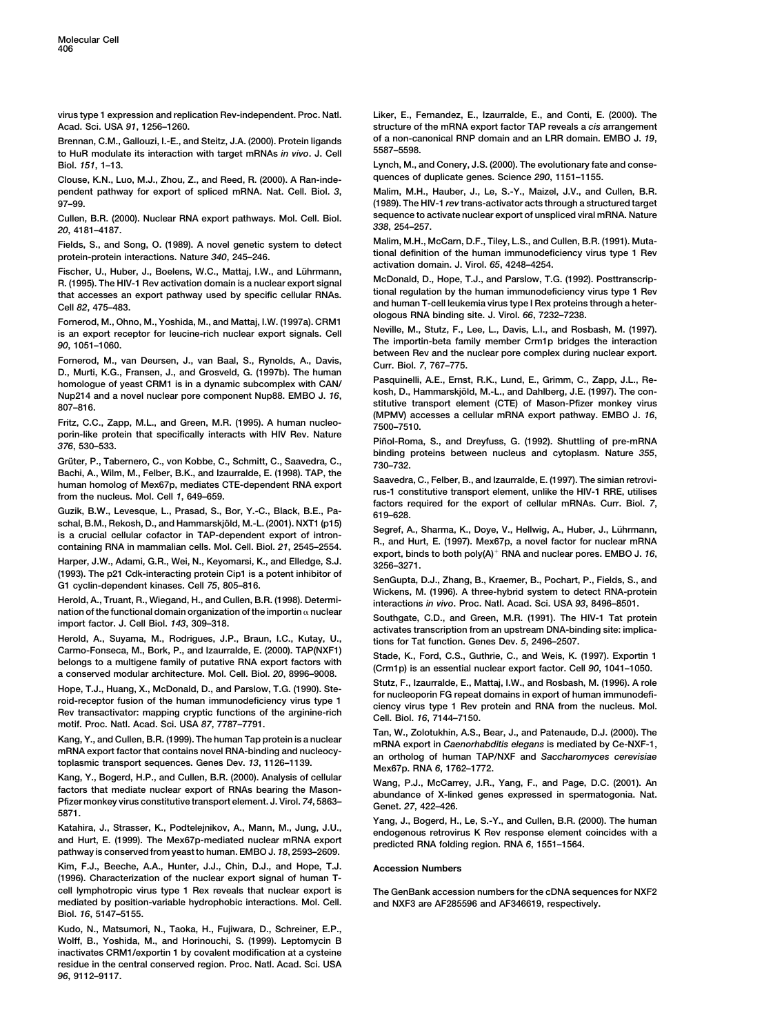virus type 1 expression and replication Rev-independent. Proc. Natl. Acad. Sci. USA *91*, 1256–1260.

Brennan, C.M., Gallouzi, I.-E., and Steitz, J.A. (2000). Protein ligands to HuR modulate its interaction with target mRNAs *in vivo*. J. Cell Biol. *151*, 1–13.

Clouse, K.N., Luo, M.J., Zhou, Z., and Reed, R. (2000). A Ran-independent pathway for export of spliced mRNA. Nat. Cell. Biol. *3*, 97–99.

Cullen, B.R. (2000). Nuclear RNA export pathways. Mol. Cell. Biol. *20*, 4181–4187.

Fields, S., and Song, O. (1989). A novel genetic system to detect protein-protein interactions. Nature *340*, 245–246.

Fischer, U., Huber, J., Boelens, W.C., Mattaj, I.W., and Lührmann, R. (1995). The HIV-1 Rev activation domain is a nuclear export signal that accesses an export pathway used by specific cellular RNAs. Cell *82*, 475–483.

Fornerod, M., Ohno, M., Yoshida, M., and Mattaj, I.W. (1997a). CRM1 is an export receptor for leucine-rich nuclear export signals. Cell *90*, 1051–1060.

Fornerod, M., van Deursen, J., van Baal, S., Reynolds, A., Davis, D., Murti, K.G., Fransen, J., and Grosveld, G. (1997b). The human homologue of yeast CRM1 is in a dynamic subcomplex with CAN/Nup214 and a novel nuclear pore component Nup88. EMBO J. *16*, 807–816.

Fritz, C.C., Zapp, M.L., and Green, M.R. (1995). A human nucleoporin-like protein that specifically interacts with HIV Rev. Nature *376*, 530–533.

Grüter, P., Tabernero, C., von Kobbe, C., Schmitt, C., Saavedra, C., Bachi, A., Wilm, M., Felber, B.K., and Izaurralde, E. (1998). TAP, the human homolog of Mex67p, mediates CTE-dependent RNA export from the nucleus. Mol. Cell *1*, 649–659.

Guzik, B.W., Levesque, L., Prasad, S., Bor, Y.-C., Black, B.E., Paschal, B.M., Rekosh, D., and Hammarskjöld, M.-L. (2001). NXT1 (p15) is a crucial cellular cofactor in TAP-dependent export of intron-containing RNA in mammalian cells. Mol. Cell. Biol. *21*, 2545–2554.

Harper, J.W., Adami, G.R., Wei, N., Keyomarsi, K., and Elledge, S.J. (1993). The p21 Cdk-interacting protein Cip1 is a potent inhibitor of G1 cyclin-dependent kinases. Cell *75*, 805–816.

Herold, A., Truant, R., Wiegand, H., and Cullen, B.R. (1998). Determination of the functional domain organization of the importin $\alpha$ nuclear import factor. J. Cell Biol. *143*, 309–318.

Herold, A., Suyama, M., Rodrigues, J.P., Braun, I.C., Kutay, U., Carmo-Fonseca, M., Bork, P., and Izaurralde, E. (2000). TAP(NXF1) belongs to a multigene family of putative RNA export factors with a conserved modular architecture. Mol. Cell. Biol. *20*, 8996–9008.

Hope, T.J., Huang, X., McDonald, D., and Parslow, T.G. (1990). Steroid-receptor fusion of the human immunodeficiency virus type 1 Rev transactivator: mapping cryptic functions of the arginine-rich motif. Proc. Natl. Acad. Sci. USA *87*, 7787–7791.

Kang, Y., and Cullen, B.R. (1999). The human Tap protein is a nuclear mRNA export factor that contains novel RNA-binding and nucleocytoplasmic transport sequences. Genes Dev. *13*, 1126–1139.

Kang, Y., Bogerd, H.P., and Cullen, B.R. (2000). Analysis of cellular factors that mediate nuclear export of RNAs bearing the Mason-Pfizer monkey virus constitutive transport element. J. Virol. *74*, 5863–5871.

Katahira, J., Strasser, K., Podtelejnikov, A., Mann, M., Jung, J.U., and Hurt, E. (1999). The Mex67p-mediated nuclear mRNA export pathway is conserved from yeast to human. EMBO J. *18*, 2593–2609.

Kim, F.J., Beeche, A.A., Hunter, J.J., Chin, D.J., and Hope, T.J. (1996). Characterization of the nuclear export signal of human T-cell lymphotropic virus type 1 Rex reveals that nuclear export is mediated by position-variable hydrophobic interactions. Mol. Cell. Biol. *16*, 5147–5155.

Kudo, N., Matsumori, N., Taoka, H., Fujiwara, D., Schreiner, E.P., Wolff, B., Yoshida, M., and Horinouchi, S. (1999). Leptomycin B inactivates CRM1/exportin 1 by covalent modification at a cysteine residue in the central conserved region. Proc. Natl. Acad. Sci. USA *96*, 9112–9117.

Liker, E., Fernandez, E., Izaurralde, E., and Conti, E. (2000). The structure of the mRNA export factor TAP reveals a *cis* arrangement of a non-canonical RNP domain and an LRR domain. EMBO J. *19*, 5587–5598.

Lynch, M., and Conery, J.S. (2000). The evolutionary fate and consequences of duplicate genes. Science *290*, 1151–1155.

Malim, M.H., Hauber, J., Le, S.-Y., Maizel, J.V., and Cullen, B.R. (1989). The HIV-1 *rev* trans-activator acts through a structured target sequence to activate nuclear export of unspliced viral mRNA. Nature *338*, 254–257.

Malim, M.H., McCarn, D.F., Tiley, L.S., and Cullen, B.R. (1991). Mutational definition of the human immunodeficiency virus type 1 Rev activation domain. J. Virol. *65*, 4248–4254.

McDonald, D., Hope, T.J., and Parslow, T.G. (1992). Posttranscriptional regulation by the human immunodeficiency virus type 1 Rev and human T-cell leukemia virus type I Rex proteins through a heterologous RNA binding site. J. Virol. *66*, 7232–7238.

Neville, M., Stutz, F., Lee, L., Davis, L.I., and Rosbash, M. (1997). The importin-beta family member Crm1p bridges the interaction between Rev and the nuclear pore complex during nuclear export. Curr. Biol. *7*, 767–775.

Pasquinelli, A.E., Ernst, R.K., Lund, E., Grimm, C., Zapp, J.L., Rekosh, D., Hammarskjöld, M.-L., and Dahlberg, J.E. (1997). The constitutive transport element (CTE) of Mason-Pfizer monkey virus (MPMV) accesses a cellular mRNA export pathway. EMBO J. *16*, 7500–7510.

Piñol-Roma, S., and Dreyfuss, G. (1992). Shuttling of pre-mRNA binding proteins between nucleus and cytoplasm. Nature *355*, 730–732.

Saavedra, C., Felber, B., and Izaurralde, E. (1997). The simian retrovirus-1 constitutive transport element, unlike the HIV-1 RRE, utilises factors required for the export of cellular mRNAs. Curr. Biol. *7*, 619–628.

Segref, A., Sharma, K., Doye, V., Hellwig, A., Huber, J., Lührmann, R., and Hurt, E. (1997). Mex67p, a novel factor for nuclear mRNA export, binds to both poly(A)$^+$ RNA and nuclear pores. EMBO J. *16*, 3256–3271.

SenGupta, D.J., Zhang, B., Kraemer, B., Pochart, P., Fields, S., and Wickens, M. (1996). A three-hybrid system to detect RNA-protein interactions *in vivo*. Proc. Natl. Acad. Sci. USA *93*, 8496–8501.

Southgate, C.D., and Green, M.R. (1991). The HIV-1 Tat protein activates transcription from an upstream DNA-binding site: implications for Tat function. Genes Dev. *5*, 2496–2507.

Stade, K., Ford, C.S., Guthrie, C., and Weis, K. (1997). Exportin 1 (Crm1p) is an essential nuclear export factor. Cell *90*, 1041–1050.

Stutz, F., Izaurralde, E., Mattaj, I.W., and Rosbash, M. (1996). A role for nucleoporin FG repeat domains in export of human immunodeficiency virus type 1 Rev protein and RNA from the nucleus. Mol. Cell. Biol. *16*, 7144–7150.

Tan, W., Zolotukhin, A.S., Bear, J., and Patenaude, D.J. (2000). The mRNA export in *Caenorhabditis elegans* is mediated by Ce-NXF-1, an ortholog of human TAP/NXF and *Saccharomyces cerevisiae* Mex67p. RNA *6*, 1762–1772.

Wang, P.J., McCarrey, J.R., Yang, F., and Page, D.C. (2001). An abundance of X-linked genes expressed in spermatogonia. Nat. Genet. *27*, 422–426.

Yang, J., Bogerd, H., Le, S.-Y., and Cullen, B.R. (2000). The human endogenous retrovirus K Rev response element coincides with a predicted RNA folding region. RNA *6*, 1551–1564.

## Accession Numbers

The GenBank accession numbers for the cDNA sequences for NXF2 and NXF3 are AF285596 and AF346619, respectively.